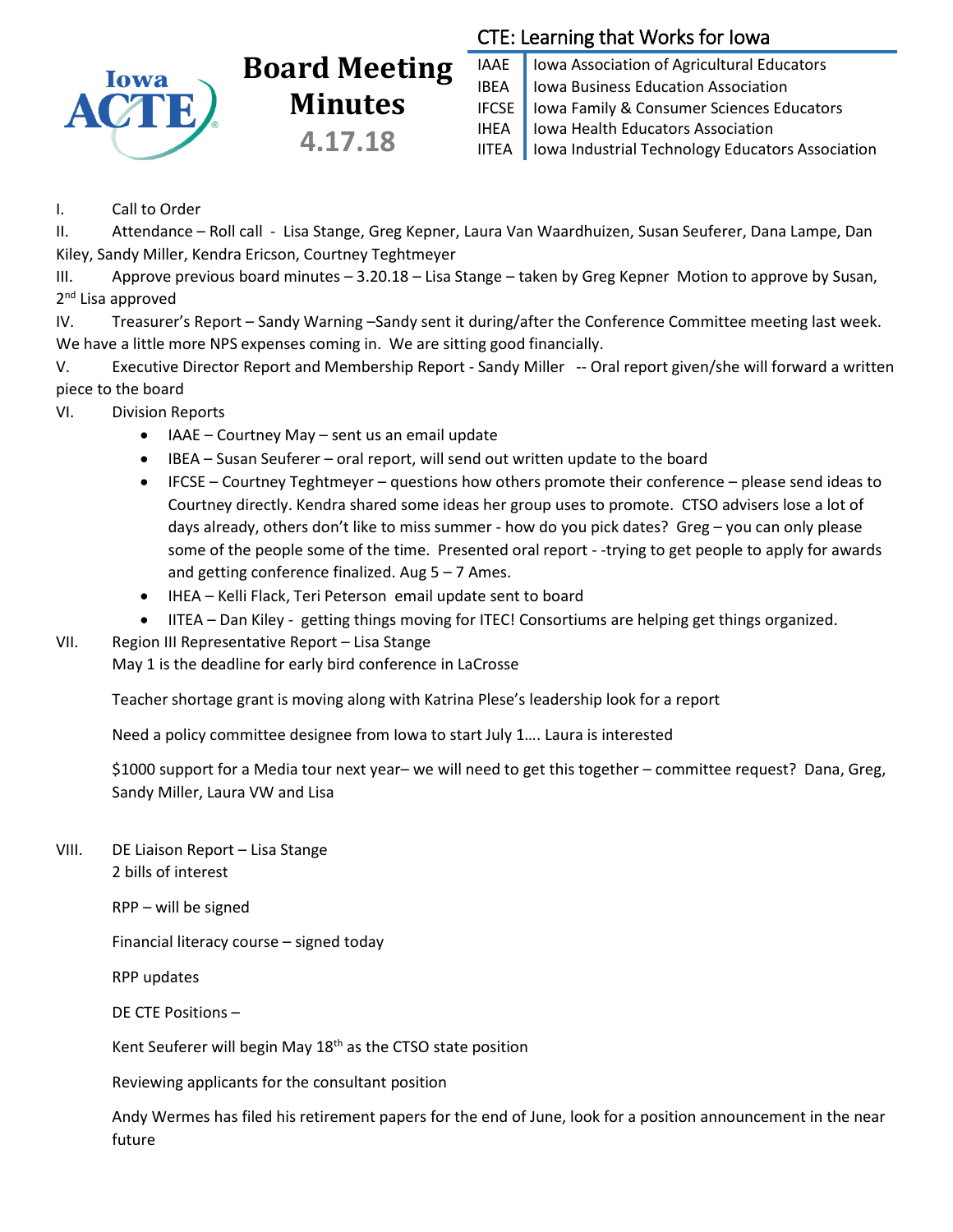# Board Meeting Minutes

**4.17.18**

## CTE: Learning that Works for Iowa

| | |
|---|---|
| IAAE | Iowa Association of Agricultural Educators |
| IBEA | Iowa Business Education Association |
| IFCSE | Iowa Family & Consumer Sciences Educators |
| IHEA | Iowa Health Educators Association |
| IITEA | Iowa Industrial Technology Educators Association |

I. Call to Order

II. Attendance – Roll call - Lisa Stange, Greg Kepner, Laura Van Waardhuizen, Susan Seuferer, Dana Lampe, Dan Kiley, Sandy Miller, Kendra Ericson, Courtney Teghtmeyer

III. Approve previous board minutes – 3.20.18 – Lisa Stange – taken by Greg Kepner Motion to approve by Susan, 2nd Lisa approved

IV. Treasurer's Report – Sandy Warning –Sandy sent it during/after the Conference Committee meeting last week. We have a little more NPS expenses coming in. We are sitting good financially.

V. Executive Director Report and Membership Report - Sandy Miller -- Oral report given/she will forward a written piece to the board

VI. Division Reports

- IAAE – Courtney May – sent us an email update
- IBEA – Susan Seuferer – oral report, will send out written update to the board
- IFCSE – Courtney Teghtmeyer – questions how others promote their conference – please send ideas to Courtney directly. Kendra shared some ideas her group uses to promote. CTSO advisers lose a lot of days already, others don't like to miss summer - how do you pick dates? Greg – you can only please some of the people some of the time. Presented oral report - -trying to get people to apply for awards and getting conference finalized. Aug 5 – 7 Ames.
- IHEA – Kelli Flack, Teri Peterson email update sent to board
- IITEA – Dan Kiley - getting things moving for ITEC! Consortiums are helping get things organized.

VII. Region III Representative Report – Lisa Stange

May 1 is the deadline for early bird conference in LaCrosse

Teacher shortage grant is moving along with Katrina Plese's leadership look for a report

Need a policy committee designee from Iowa to start July 1…. Laura is interested

$1000 support for a Media tour next year– we will need to get this together – committee request? Dana, Greg, Sandy Miller, Laura VW and Lisa

VIII. DE Liaison Report – Lisa Stange

2 bills of interest

RPP – will be signed

Financial literacy course – signed today

RPP updates

DE CTE Positions –

Kent Seuferer will begin May 18th as the CTSO state position

Reviewing applicants for the consultant position

Andy Wermes has filed his retirement papers for the end of June, look for a position announcement in the near future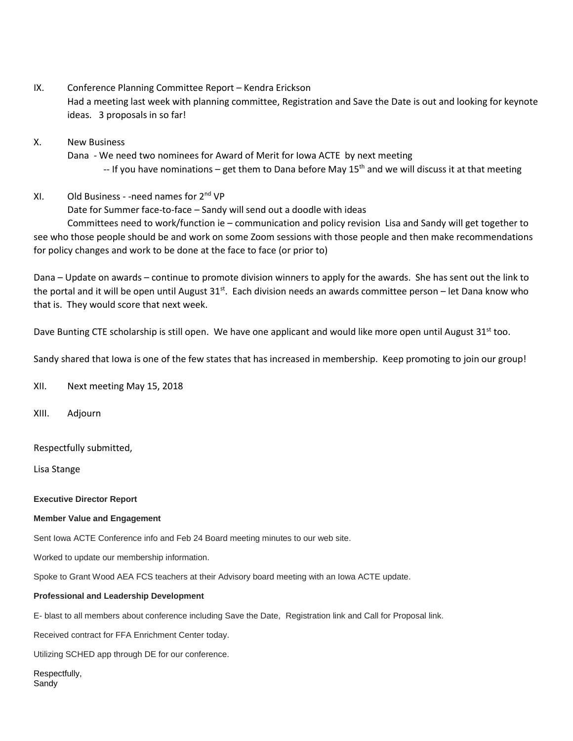IX. Conference Planning Committee Report – Kendra Erickson

Had a meeting last week with planning committee, Registration and Save the Date is out and looking for keynote ideas. 3 proposals in so far!

X. New Business

Dana - We need two nominees for Award of Merit for Iowa ACTE by next meeting

-- If you have nominations – get them to Dana before May 15th and we will discuss it at that meeting

XI. Old Business - -need names for 2nd VP

Date for Summer face-to-face – Sandy will send out a doodle with ideas

Committees need to work/function ie – communication and policy revision Lisa and Sandy will get together to see who those people should be and work on some Zoom sessions with those people and then make recommendations for policy changes and work to be done at the face to face (or prior to)

Dana – Update on awards – continue to promote division winners to apply for the awards. She has sent out the link to the portal and it will be open until August 31st. Each division needs an awards committee person – let Dana know who that is. They would score that next week.

Dave Bunting CTE scholarship is still open. We have one applicant and would like more open until August 31st too.

Sandy shared that Iowa is one of the few states that has increased in membership. Keep promoting to join our group!

XII. Next meeting May 15, 2018

XIII. Adjourn

Respectfully submitted,

Lisa Stange

**Executive Director Report**

**Member Value and Engagement**

Sent Iowa ACTE Conference info and Feb 24 Board meeting minutes to our web site.

Worked to update our membership information.

Spoke to Grant Wood AEA FCS teachers at their Advisory board meeting with an Iowa ACTE update.

**Professional and Leadership Development**

E- blast to all members about conference including Save the Date, Registration link and Call for Proposal link.

Received contract for FFA Enrichment Center today.

Utilizing SCHED app through DE for our conference.

Respectfully,
Sandy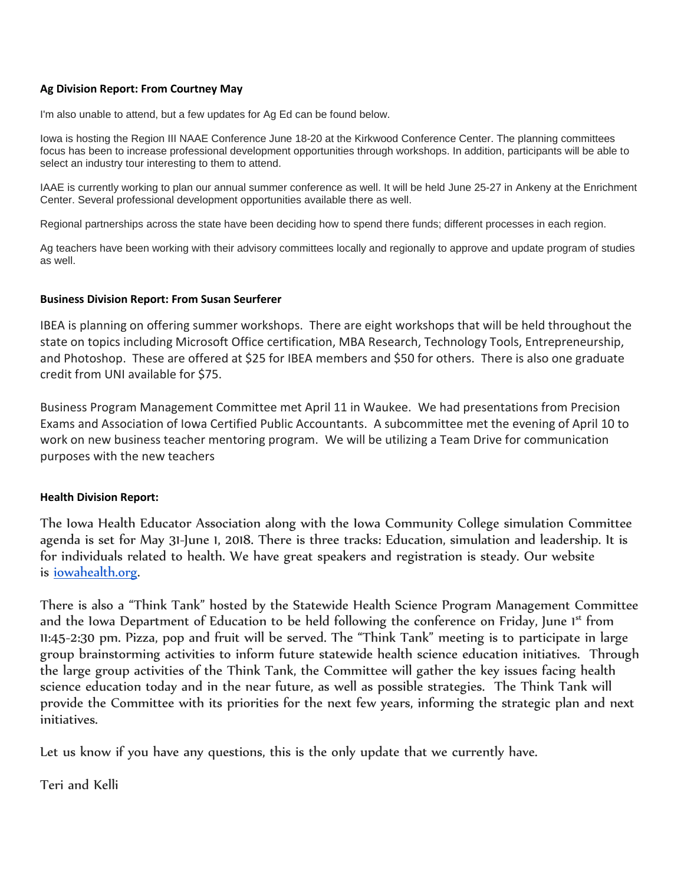**Ag Division Report: From Courtney May**

I'm also unable to attend, but a few updates for Ag Ed can be found below.

Iowa is hosting the Region III NAAE Conference June 18-20 at the Kirkwood Conference Center. The planning committees focus has been to increase professional development opportunities through workshops. In addition, participants will be able to select an industry tour interesting to them to attend.

IAAE is currently working to plan our annual summer conference as well. It will be held June 25-27 in Ankeny at the Enrichment Center. Several professional development opportunities available there as well.

Regional partnerships across the state have been deciding how to spend there funds; different processes in each region.

Ag teachers have been working with their advisory committees locally and regionally to approve and update program of studies as well.

**Business Division Report: From Susan Seurferer**

IBEA is planning on offering summer workshops. There are eight workshops that will be held throughout the state on topics including Microsoft Office certification, MBA Research, Technology Tools, Entrepreneurship, and Photoshop. These are offered at $25 for IBEA members and $50 for others. There is also one graduate credit from UNI available for $75.

Business Program Management Committee met April 11 in Waukee. We had presentations from Precision Exams and Association of Iowa Certified Public Accountants. A subcommittee met the evening of April 10 to work on new business teacher mentoring program. We will be utilizing a Team Drive for communication purposes with the new teachers

**Health Division Report:**

The Iowa Health Educator Association along with the Iowa Community College simulation Committee agenda is set for May 31-June 1, 2018. There is three tracks: Education, simulation and leadership. It is for individuals related to health. We have great speakers and registration is steady. Our website is iowahealth.org.

There is also a "Think Tank" hosted by the Statewide Health Science Program Management Committee and the Iowa Department of Education to be held following the conference on Friday, June 1st from 11:45-2:30 pm. Pizza, pop and fruit will be served. The "Think Tank" meeting is to participate in large group brainstorming activities to inform future statewide health science education initiatives. Through the large group activities of the Think Tank, the Committee will gather the key issues facing health science education today and in the near future, as well as possible strategies. The Think Tank will provide the Committee with its priorities for the next few years, informing the strategic plan and next initiatives.

Let us know if you have any questions, this is the only update that we currently have.

Teri and Kelli